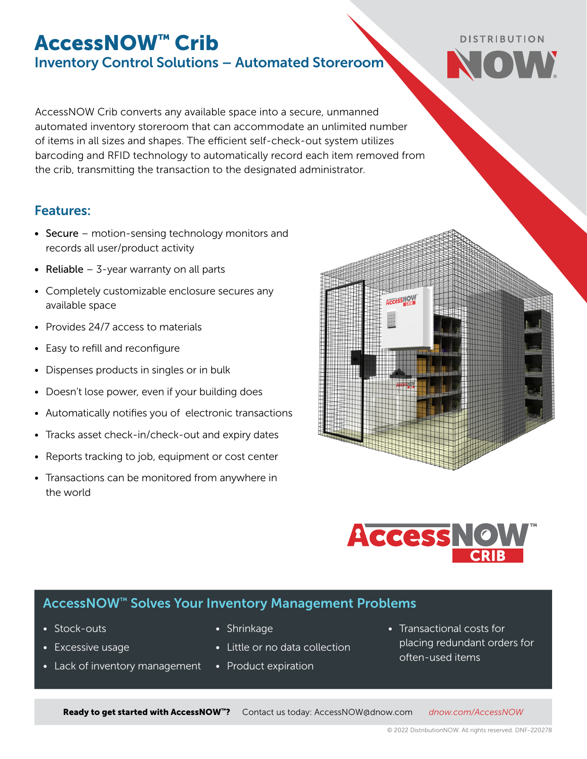# AccessNOW™ Crib

## Inventory Control Solutions – Automated Storeroom

AccessNOW Crib converts any available space into a secure, unmanned automated inventory storeroom that can accommodate an unlimited number of items in all sizes and shapes. The efficient self-check-out system utilizes barcoding and RFID technology to automatically record each item removed from the crib, transmitting the transaction to the designated administrator.

## Features:

- Secure – motion-sensing technology monitors and records all user/product activity
- Reliable – 3-year warranty on all parts
- Completely customizable enclosure secures any available space
- Provides 24/7 access to materials
- Easy to refill and reconfigure
- Dispenses products in singles or in bulk
- Doesn't lose power, even if your building does
- Automatically notifies you of electronic transactions
- Tracks asset check-in/check-out and expiry dates
- Reports tracking to job, equipment or cost center
- Transactions can be monitored from anywhere in the world

## AccessNOW™ Solves Your Inventory Management Problems

- Stock-outs
- Excessive usage
- Lack of inventory management
- Shrinkage
- Little or no data collection
- Product expiration
- Transactional costs for placing redundant orders for often-used items

**Ready to get started with AccessNOW™?** Contact us today: AccessNOW@dnow.com *dnow.com/AccessNOW*

© 2022 DistributionNOW. All rights reserved. DNF-220278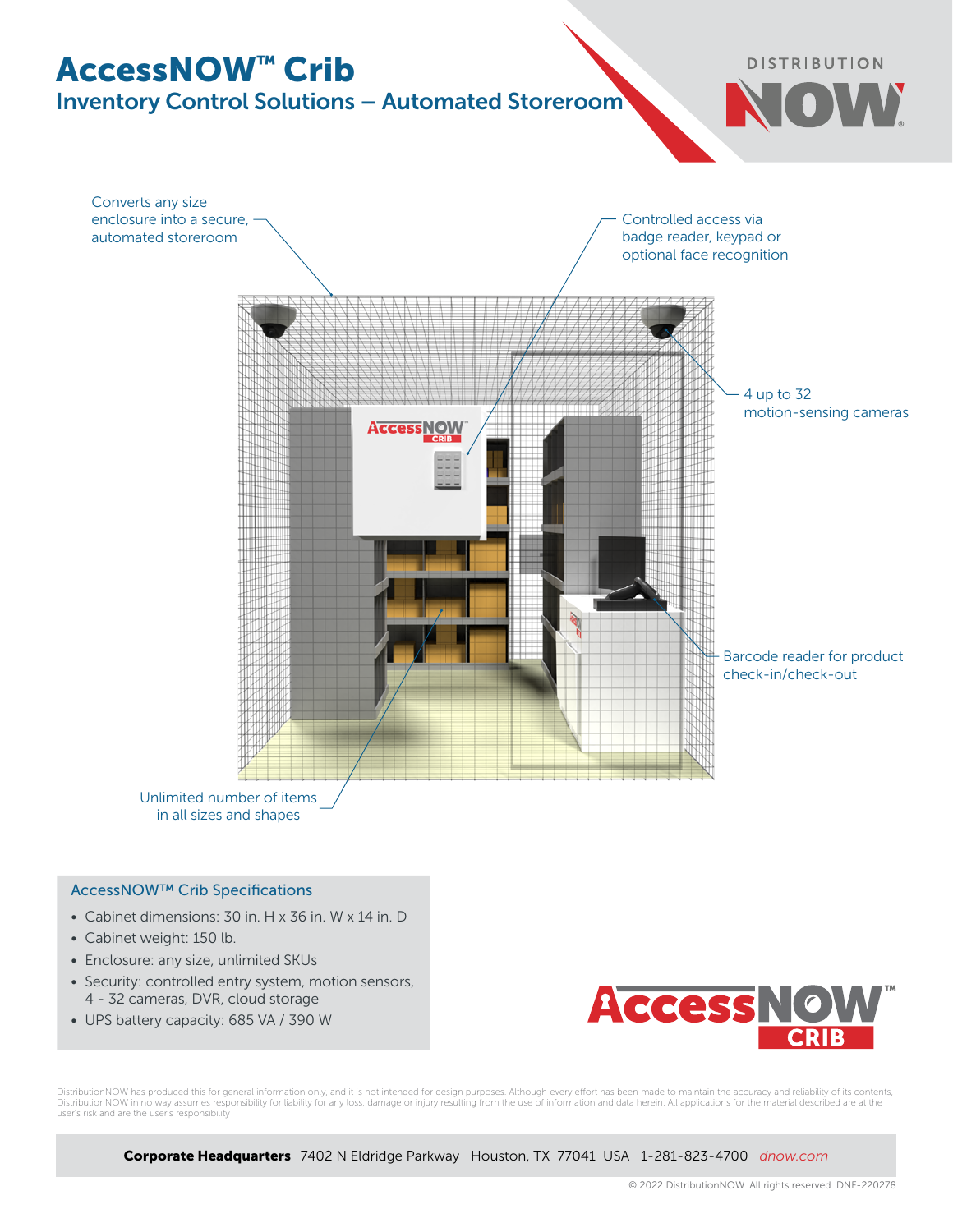# AccessNOW™ Crib

## Inventory Control Solutions – Automated Storeroom

DISTRIBUTION NOW

Converts any size enclosure into a secure, automated storeroom

Controlled access via badge reader, keypad or optional face recognition

4 up to 32 motion-sensing cameras

Barcode reader for product check-in/check-out

Unlimited number of items in all sizes and shapes

### AccessNOW™ Crib Specifications

- Cabinet dimensions: 30 in. H x 36 in. W x 14 in. D
- Cabinet weight: 150 lb.
- Enclosure: any size, unlimited SKUs
- Security: controlled entry system, motion sensors, 4 - 32 cameras, DVR, cloud storage
- UPS battery capacity: 685 VA / 390 W

AccessNOW™ CRIB

DistributionNOW has produced this for general information only, and it is not intended for design purposes. Although every effort has been made to maintain the accuracy and reliability of its contents, DistributionNOW in no way assumes responsibility for liability for any loss, damage or injury resulting from the use of information and data herein. All applications for the material described are at the user's risk and are the user's responsibility

**Corporate Headquarters** 7402 N Eldridge Parkway Houston, TX 77041 USA 1-281-823-4700 *dnow.com*

© 2022 DistributionNOW. All rights reserved. DNF-220278